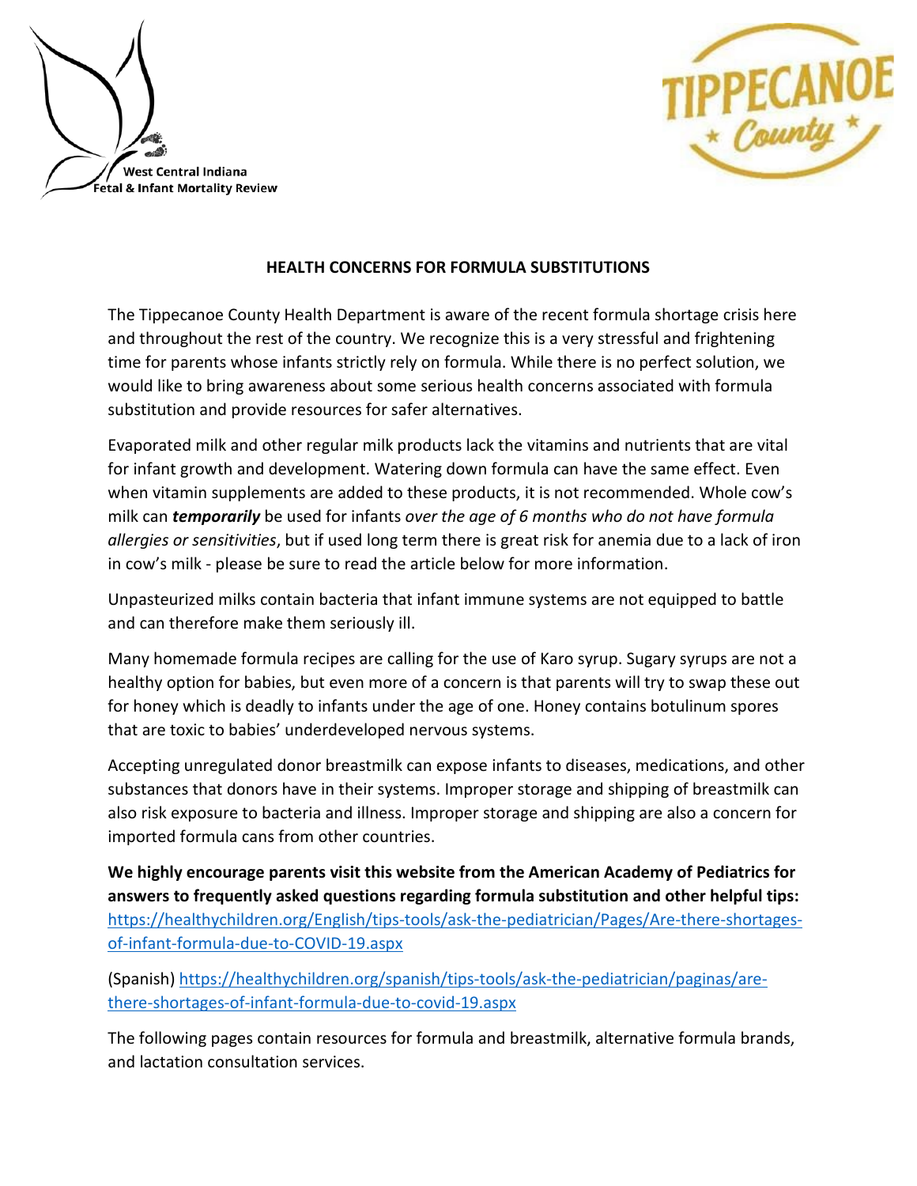West Central Indiana
Fetal & Infant Mortality Review

TIPPECANOE
* County *

## HEALTH CONCERNS FOR FORMULA SUBSTITUTIONS

The Tippecanoe County Health Department is aware of the recent formula shortage crisis here and throughout the rest of the country. We recognize this is a very stressful and frightening time for parents whose infants strictly rely on formula. While there is no perfect solution, we would like to bring awareness about some serious health concerns associated with formula substitution and provide resources for safer alternatives.

Evaporated milk and other regular milk products lack the vitamins and nutrients that are vital for infant growth and development. Watering down formula can have the same effect. Even when vitamin supplements are added to these products, it is not recommended. Whole cow's milk can ***temporarily*** be used for infants *over the age of 6 months who do not have formula allergies or sensitivities*, but if used long term there is great risk for anemia due to a lack of iron in cow's milk - please be sure to read the article below for more information.

Unpasteurized milks contain bacteria that infant immune systems are not equipped to battle and can therefore make them seriously ill.

Many homemade formula recipes are calling for the use of Karo syrup. Sugary syrups are not a healthy option for babies, but even more of a concern is that parents will try to swap these out for honey which is deadly to infants under the age of one. Honey contains botulinum spores that are toxic to babies' underdeveloped nervous systems.

Accepting unregulated donor breastmilk can expose infants to diseases, medications, and other substances that donors have in their systems. Improper storage and shipping of breastmilk can also risk exposure to bacteria and illness. Improper storage and shipping are also a concern for imported formula cans from other countries.

**We highly encourage parents visit this website from the American Academy of Pediatrics for answers to frequently asked questions regarding formula substitution and other helpful tips:** https://healthychildren.org/English/tips-tools/ask-the-pediatrician/Pages/Are-there-shortages-of-infant-formula-due-to-COVID-19.aspx

(Spanish) https://healthychildren.org/spanish/tips-tools/ask-the-pediatrician/paginas/are-there-shortages-of-infant-formula-due-to-covid-19.aspx

The following pages contain resources for formula and breastmilk, alternative formula brands, and lactation consultation services.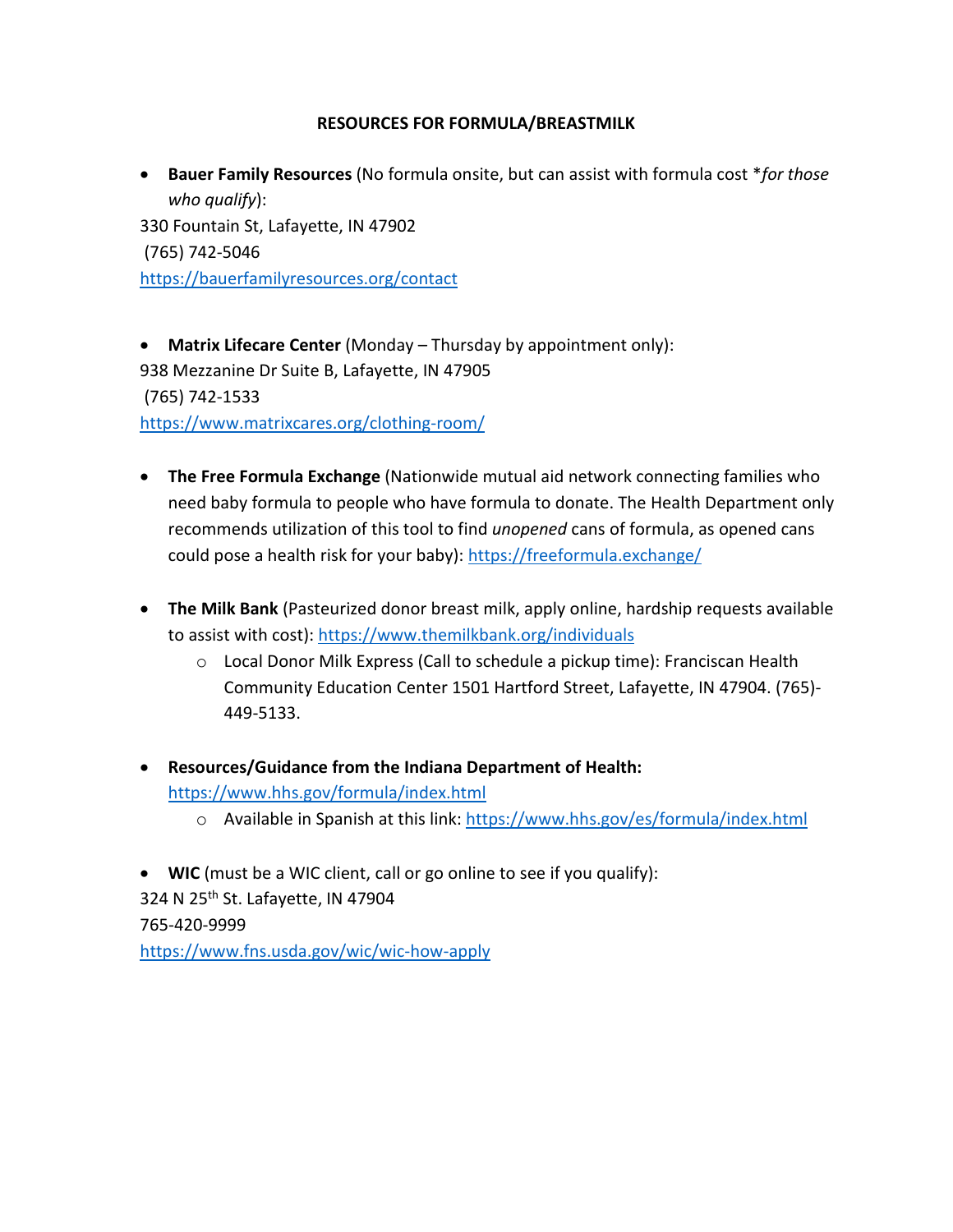**RESOURCES FOR FORMULA/BREASTMILK**

- **Bauer Family Resources** (No formula onsite, but can assist with formula cost **for those who qualify*):

330 Fountain St, Lafayette, IN 47902
(765) 742-5046
https://bauerfamilyresources.org/contact

- **Matrix Lifecare Center** (Monday – Thursday by appointment only):

938 Mezzanine Dr Suite B, Lafayette, IN 47905
(765) 742-1533
https://www.matrixcares.org/clothing-room/

- **The Free Formula Exchange** (Nationwide mutual aid network connecting families who need baby formula to people who have formula to donate. The Health Department only recommends utilization of this tool to find *unopened* cans of formula, as opened cans could pose a health risk for your baby): https://freeformula.exchange/

- **The Milk Bank** (Pasteurized donor breast milk, apply online, hardship requests available to assist with cost): https://www.themilkbank.org/individuals
  - Local Donor Milk Express (Call to schedule a pickup time): Franciscan Health Community Education Center 1501 Hartford Street, Lafayette, IN 47904. (765)-449-5133.

- **Resources/Guidance from the Indiana Department of Health:** https://www.hhs.gov/formula/index.html
  - Available in Spanish at this link: https://www.hhs.gov/es/formula/index.html

- **WIC** (must be a WIC client, call or go online to see if you qualify):

324 N 25th St. Lafayette, IN 47904
765-420-9999
https://www.fns.usda.gov/wic/wic-how-apply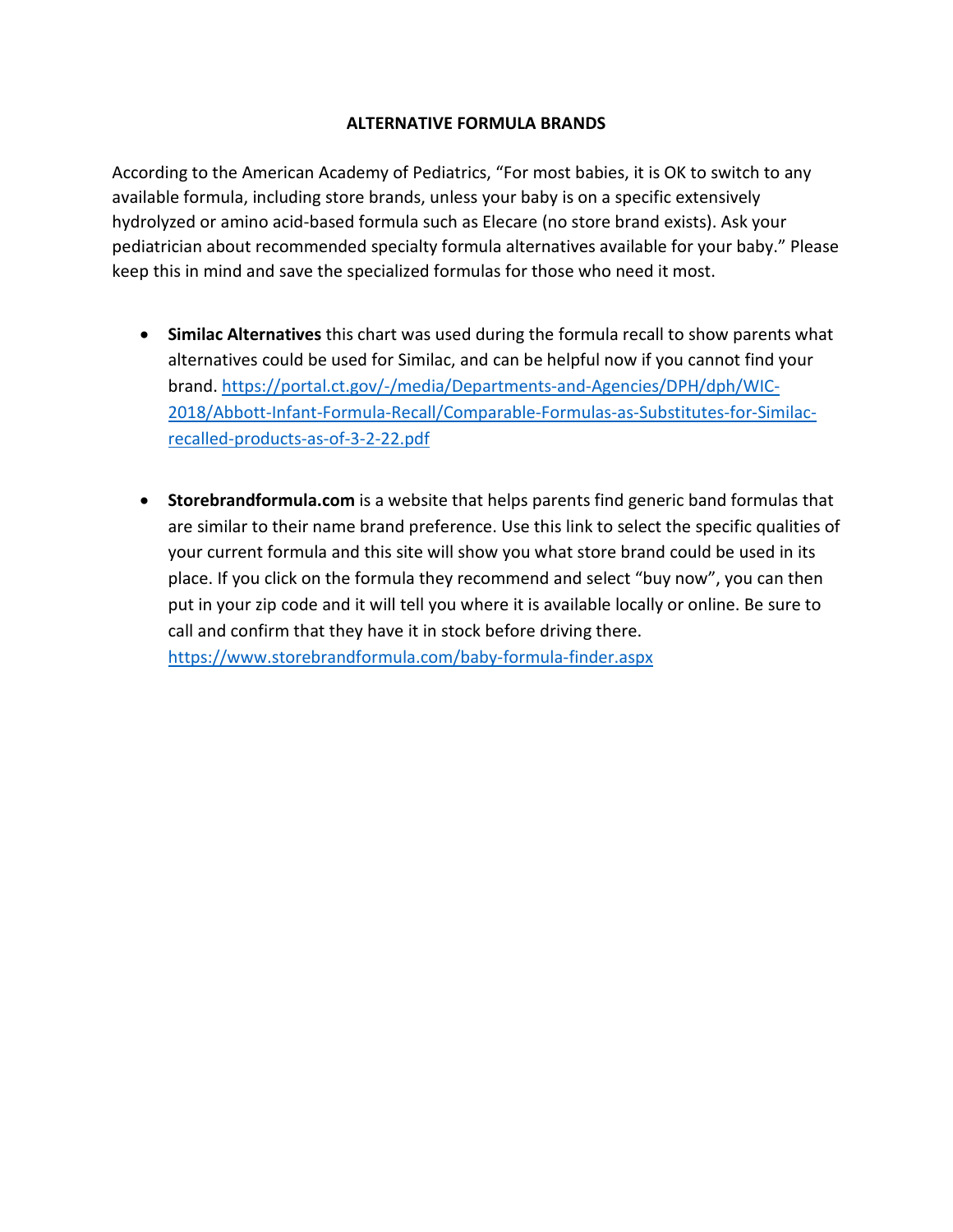# ALTERNATIVE FORMULA BRANDS

According to the American Academy of Pediatrics, "For most babies, it is OK to switch to any available formula, including store brands, unless your baby is on a specific extensively hydrolyzed or amino acid-based formula such as Elecare (no store brand exists). Ask your pediatrician about recommended specialty formula alternatives available for your baby." Please keep this in mind and save the specialized formulas for those who need it most.

- **Similac Alternatives** this chart was used during the formula recall to show parents what alternatives could be used for Similac, and can be helpful now if you cannot find your brand. [https://portal.ct.gov/-/media/Departments-and-Agencies/DPH/dph/WIC-2018/Abbott-Infant-Formula-Recall/Comparable-Formulas-as-Substitutes-for-Similac-recalled-products-as-of-3-2-22.pdf](https://portal.ct.gov/-/media/Departments-and-Agencies/DPH/dph/WIC-2018/Abbott-Infant-Formula-Recall/Comparable-Formulas-as-Substitutes-for-Similac-recalled-products-as-of-3-2-22.pdf)

- **Storebrandformula.com** is a website that helps parents find generic band formulas that are similar to their name brand preference. Use this link to select the specific qualities of your current formula and this site will show you what store brand could be used in its place. If you click on the formula they recommend and select "buy now", you can then put in your zip code and it will tell you where it is available locally or online. Be sure to call and confirm that they have it in stock before driving there. [https://www.storebrandformula.com/baby-formula-finder.aspx](https://www.storebrandformula.com/baby-formula-finder.aspx)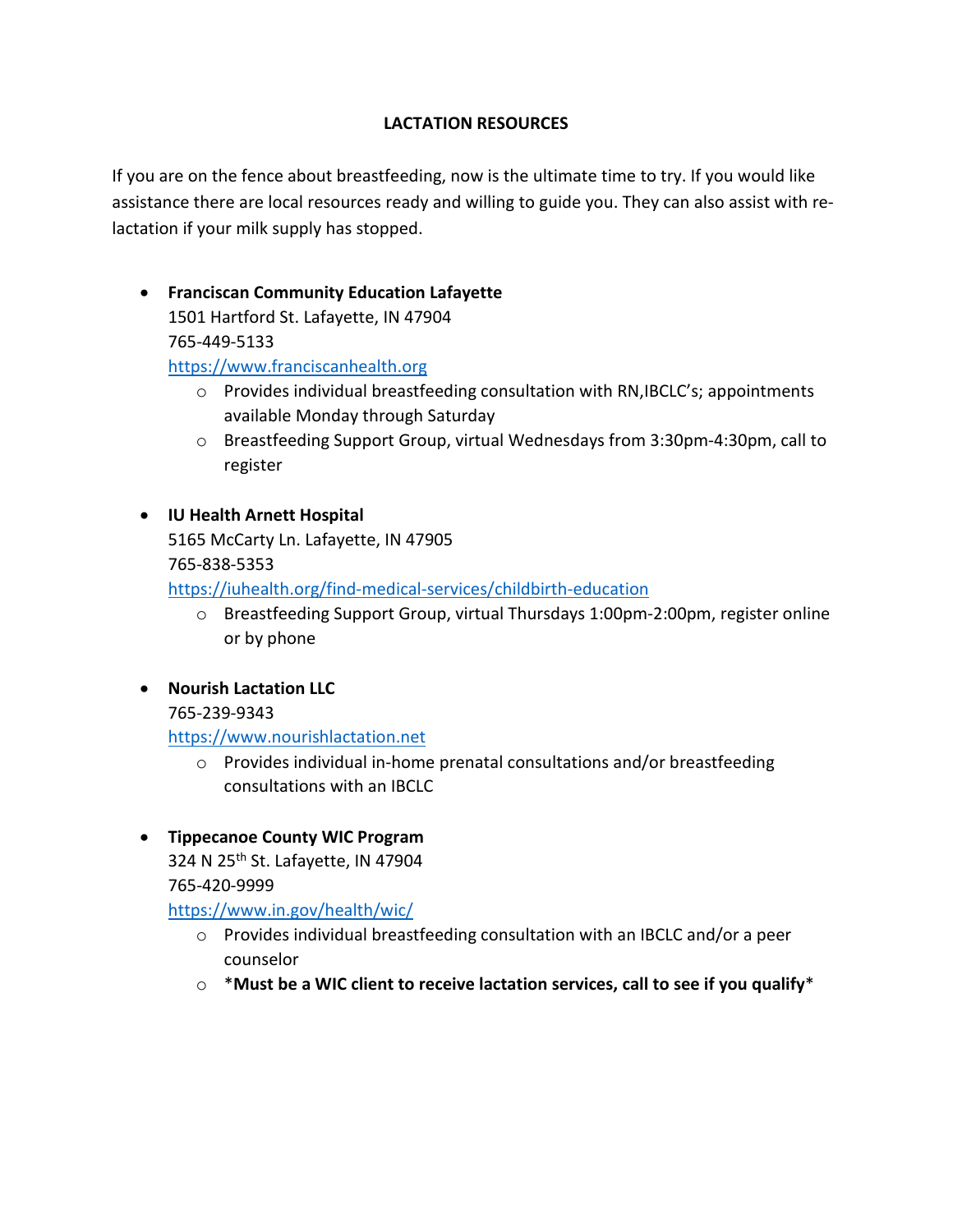# LACTATION RESOURCES

If you are on the fence about breastfeeding, now is the ultimate time to try. If you would like assistance there are local resources ready and willing to guide you. They can also assist with re-lactation if your milk supply has stopped.

- **Franciscan Community Education Lafayette**
  1501 Hartford St. Lafayette, IN 47904
  765-449-5133
  [https://www.franciscanhealth.org](https://www.franciscanhealth.org)
  - Provides individual breastfeeding consultation with RN,IBCLC's; appointments available Monday through Saturday
  - Breastfeeding Support Group, virtual Wednesdays from 3:30pm-4:30pm, call to register

- **IU Health Arnett Hospital**
  5165 McCarty Ln. Lafayette, IN 47905
  765-838-5353
  [https://iuhealth.org/find-medical-services/childbirth-education](https://iuhealth.org/find-medical-services/childbirth-education)
  - Breastfeeding Support Group, virtual Thursdays 1:00pm-2:00pm, register online or by phone

- **Nourish Lactation LLC**
  765-239-9343
  [https://www.nourishlactation.net](https://www.nourishlactation.net)
  - Provides individual in-home prenatal consultations and/or breastfeeding consultations with an IBCLC

- **Tippecanoe County WIC Program**
  324 N 25th St. Lafayette, IN 47904
  765-420-9999
  [https://www.in.gov/health/wic/](https://www.in.gov/health/wic/)
  - Provides individual breastfeeding consultation with an IBCLC and/or a peer counselor
  - \***Must be a WIC client to receive lactation services, call to see if you qualify**\*